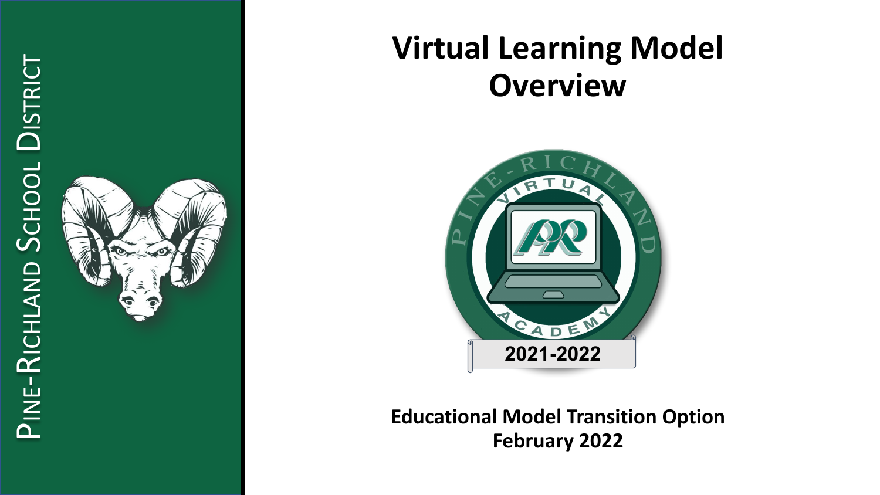Pine-Richland School District

# Virtual Learning Model Overview

2021-2022

**Educational Model Transition Option**
**February 2022**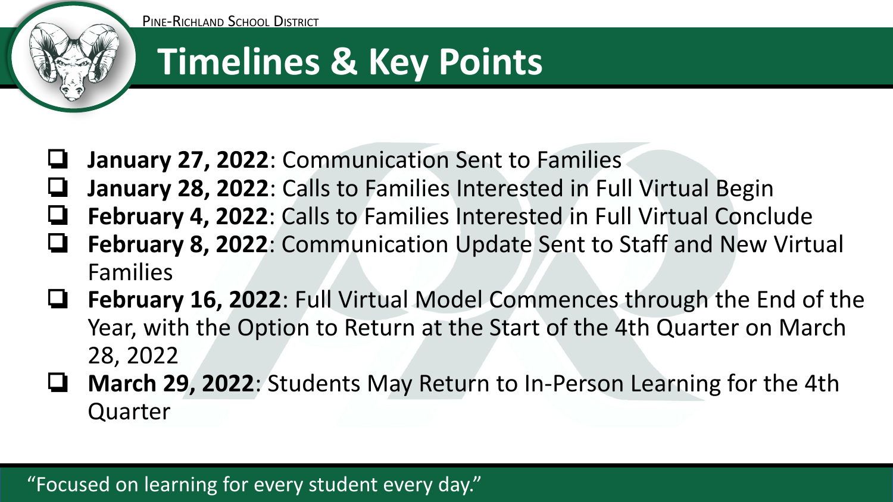# Timelines & Key Points

- [ ] **January 27, 2022**: Communication Sent to Families
- [ ] **January 28, 2022**: Calls to Families Interested in Full Virtual Begin
- [ ] **February 4, 2022**: Calls to Families Interested in Full Virtual Conclude
- [ ] **February 8, 2022**: Communication Update Sent to Staff and New Virtual Families
- [ ] **February 16, 2022**: Full Virtual Model Commences through the End of the Year, with the Option to Return at the Start of the 4th Quarter on March 28, 2022
- [ ] **March 29, 2022**: Students May Return to In-Person Learning for the 4th Quarter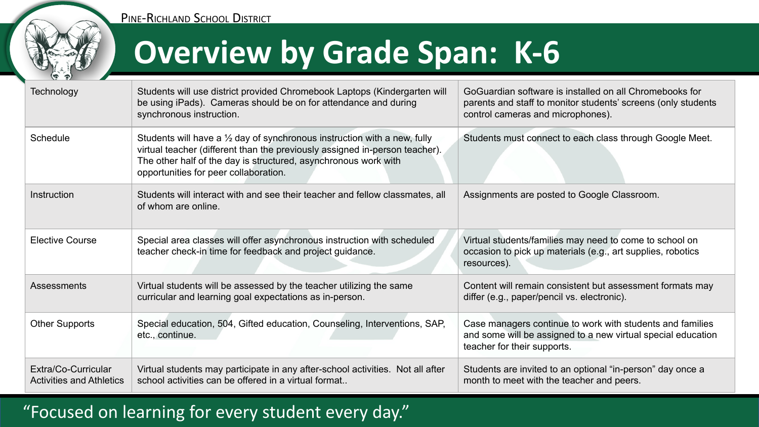Pine-Richland School District

# Overview by Grade Span: K-6

| | | |
|---|---|---|
| Technology | Students will use district provided Chromebook Laptops (Kindergarten will be using iPads). Cameras should be on for attendance and during synchronous instruction. | GoGuardian software is installed on all Chromebooks for parents and staff to monitor students' screens (only students control cameras and microphones). |
| Schedule | Students will have a ½ day of synchronous instruction with a new, fully virtual teacher (different than the previously assigned in-person teacher). The other half of the day is structured, asynchronous work with opportunities for peer collaboration. | Students must connect to each class through Google Meet. |
| Instruction | Students will interact with and see their teacher and fellow classmates, all of whom are online. | Assignments are posted to Google Classroom. |
| Elective Course | Special area classes will offer asynchronous instruction with scheduled teacher check-in time for feedback and project guidance. | Virtual students/families may need to come to school on occasion to pick up materials (e.g., art supplies, robotics resources). |
| Assessments | Virtual students will be assessed by the teacher utilizing the same curricular and learning goal expectations as in-person. | Content will remain consistent but assessment formats may differ (e.g., paper/pencil vs. electronic). |
| Other Supports | Special education, 504, Gifted education, Counseling, Interventions, SAP, etc., continue. | Case managers continue to work with students and families and some will be assigned to a new virtual special education teacher for their supports. |
| Extra/Co-Curricular Activities and Athletics | Virtual students may participate in any after-school activities. Not all after school activities can be offered in a virtual format.. | Students are invited to an optional "in-person" day once a month to meet with the teacher and peers. |

"Focused on learning for every student every day."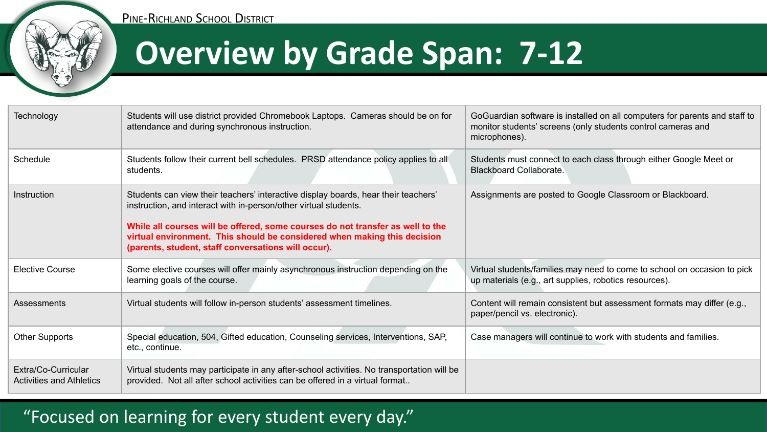PINE-RICHLAND SCHOOL DISTRICT

# Overview by Grade Span: 7-12

| | | |
|---|---|---|
| Technology | Students will use district provided Chromebook Laptops. Cameras should be on for attendance and during synchronous instruction. | GoGuardian software is installed on all computers for parents and staff to monitor students' screens (only students control cameras and microphones). |
| Schedule | Students follow their current bell schedules. PRSD attendance policy applies to all students. | Students must connect to each class through either Google Meet or Blackboard Collaborate. |
| Instruction | Students can view their teachers' interactive display boards, hear their teachers' instruction, and interact with in-person/other virtual students.<br><br>**While all courses will be offered, some courses do not transfer as well to the virtual environment. This should be considered when making this decision (parents, student, staff conversations will occur).** | Assignments are posted to Google Classroom or Blackboard. |
| Elective Course | Some elective courses will offer mainly asynchronous instruction depending on the learning goals of the course. | Virtual students/families may need to come to school on occasion to pick up materials (e.g., art supplies, robotics resources). |
| Assessments | Virtual students will follow in-person students' assessment timelines. | Content will remain consistent but assessment formats may differ (e.g., paper/pencil vs. electronic). |
| Other Supports | Special education, 504, Gifted education, Counseling services, Interventions, SAP, etc., continue. | Case managers will continue to work with students and families. |
| Extra/Co-Curricular Activities and Athletics | Virtual students may participate in any after-school activities. No transportation will be provided. Not all after school activities can be offered in a virtual format.. | |

"Focused on learning for every student every day."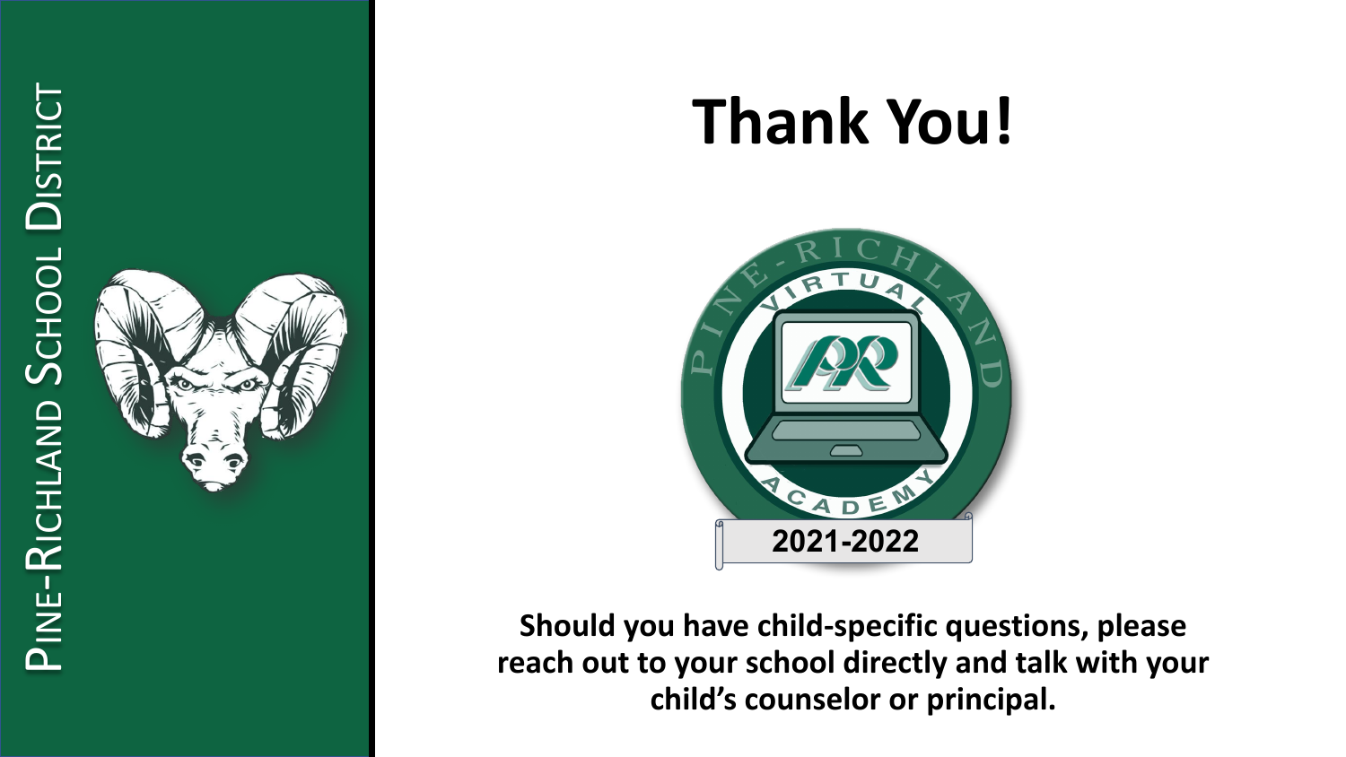Pine-Richland School District

# Thank You!

Pine-Richland Virtual Academy

2021-2022

**Should you have child-specific questions, please reach out to your school directly and talk with your child's counselor or principal.**